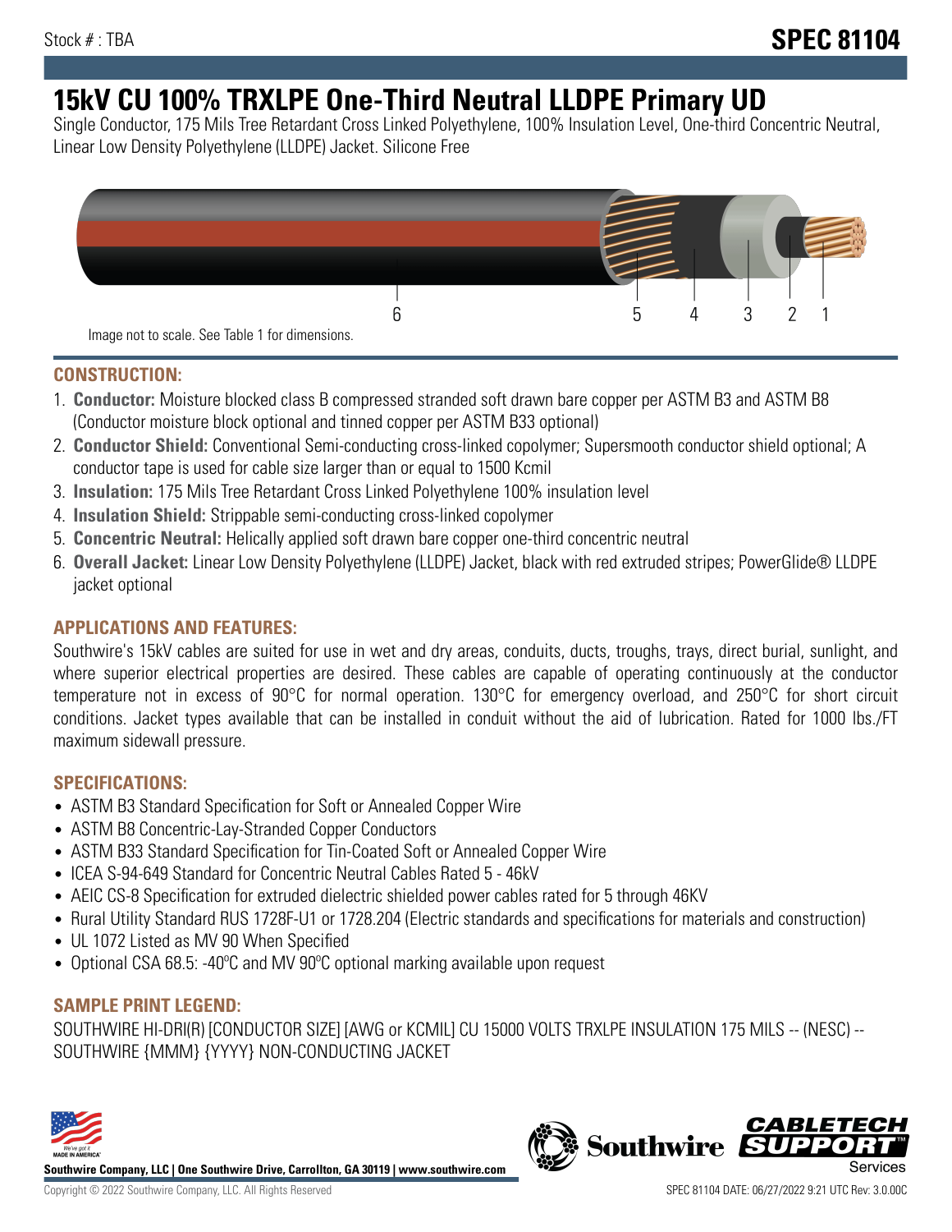Stock # : TBA

**SPEC 81104**

# 15kV CU 100% TRXLPE One-Third Neutral LLDPE Primary UD

Single Conductor, 175 Mils Tree Retardant Cross Linked Polyethylene, 100% Insulation Level, One-third Concentric Neutral, Linear Low Density Polyethylene (LLDPE) Jacket. Silicone Free

6 5 4 3 2 1

Image not to scale. See Table 1 for dimensions.

## CONSTRUCTION:

1. **Conductor:** Moisture blocked class B compressed stranded soft drawn bare copper per ASTM B3 and ASTM B8 (Conductor moisture block optional and tinned copper per ASTM B33 optional)
2. **Conductor Shield:** Conventional Semi-conducting cross-linked copolymer; Supersmooth conductor shield optional; A conductor tape is used for cable size larger than or equal to 1500 Kcmil
3. **Insulation:** 175 Mils Tree Retardant Cross Linked Polyethylene 100% insulation level
4. **Insulation Shield:** Strippable semi-conducting cross-linked copolymer
5. **Concentric Neutral:** Helically applied soft drawn bare copper one-third concentric neutral
6. **Overall Jacket:** Linear Low Density Polyethylene (LLDPE) Jacket, black with red extruded stripes; PowerGlide® LLDPE jacket optional

## APPLICATIONS AND FEATURES:

Southwire's 15kV cables are suited for use in wet and dry areas, conduits, ducts, troughs, trays, direct burial, sunlight, and where superior electrical properties are desired. These cables are capable of operating continuously at the conductor temperature not in excess of 90°C for normal operation. 130°C for emergency overload, and 250°C for short circuit conditions. Jacket types available that can be installed in conduit without the aid of lubrication. Rated for 1000 lbs./FT maximum sidewall pressure.

## SPECIFICATIONS:

- ASTM B3 Standard Specification for Soft or Annealed Copper Wire
- ASTM B8 Concentric-Lay-Stranded Copper Conductors
- ASTM B33 Standard Specification for Tin-Coated Soft or Annealed Copper Wire
- ICEA S-94-649 Standard for Concentric Neutral Cables Rated 5 - 46kV
- AEIC CS-8 Specification for extruded dielectric shielded power cables rated for 5 through 46KV
- Rural Utility Standard RUS 1728F-U1 or 1728.204 (Electric standards and specifications for materials and construction)
- UL 1072 Listed as MV 90 When Specified
- Optional CSA 68.5: -40ºC and MV 90ºC optional marking available upon request

## SAMPLE PRINT LEGEND:

SOUTHWIRE HI-DRI(R) [CONDUCTOR SIZE] [AWG or KCMIL] CU 15000 VOLTS TRXLPE INSULATION 175 MILS -- (NESC) -- SOUTHWIRE {MMM} {YYYY} NON-CONDUCTING JACKET

**Southwire Company, LLC | One Southwire Drive, Carrollton, GA 30119 | www.southwire.com**

Copyright © 2022 Southwire Company, LLC. All Rights Reserved

SPEC 81104 DATE: 06/27/2022 9:21 UTC Rev: 3.0.00C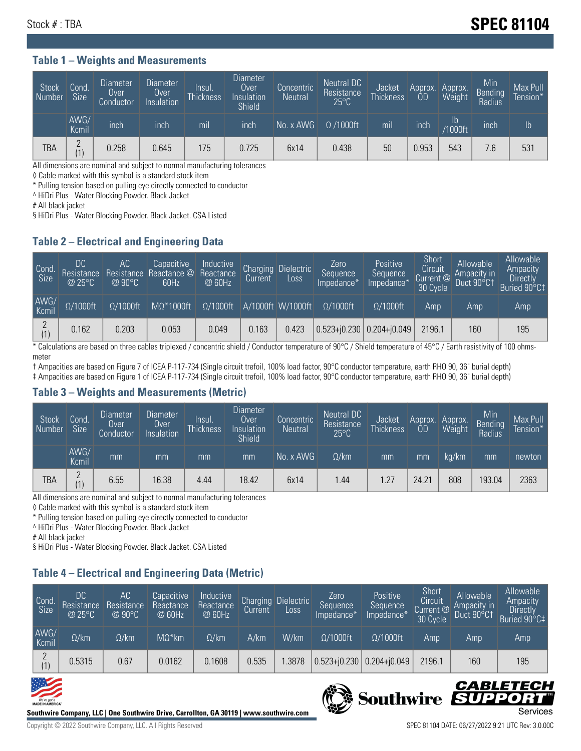Stock # : TBA

# SPEC 81104

## Table 1 – Weights and Measurements

| Stock Number | Cond. Size | Diameter Over Conductor | Diameter Over Insulation | Insul. Thickness | Diameter Over Insulation Shield | Concentric Neutral | Neutral DC Resistance 25°C | Jacket Thickness | Approx. OD | Approx. Weight | Min Bending Radius | Max Pull Tension* |
|---|---|---|---|---|---|---|---|---|---|---|---|---|
| | AWG/ Kcmil | inch | inch | mil | inch | No. x AWG | Ω /1000ft | mil | inch | lb /1000ft | inch | lb |
| TBA | 2 (1) | 0.258 | 0.645 | 175 | 0.725 | 6x14 | 0.438 | 50 | 0.953 | 543 | 7.6 | 531 |

All dimensions are nominal and subject to normal manufacturing tolerances
◊ Cable marked with this symbol is a standard stock item
* Pulling tension based on pulling eye directly connected to conductor
^ HiDri Plus - Water Blocking Powder. Black Jacket
# All black jacket
§ HiDri Plus - Water Blocking Powder. Black Jacket. CSA Listed

## Table 2 – Electrical and Engineering Data

| Cond. Size | DC Resistance @ 25°C | AC Resistance @ 90°C | Capacitive Reactance @ 60Hz | Inductive Reactance @ 60Hz | Charging Current | Dielectric Loss | Zero Sequence Impedance* | Positive Sequence Impedance* | Short Circuit Current @ 30 Cycle | Allowable Ampacity in Duct 90°C† | Allowable Ampacity Directly Buried 90°C‡ |
|---|---|---|---|---|---|---|---|---|---|---|---|
| AWG/ Kcmil | Ω/1000ft | Ω/1000ft | MΩ*1000ft | Ω/1000ft | A/1000ft | W/1000ft | Ω/1000ft | Ω/1000ft | Amp | Amp | Amp |
| 2 (1) | 0.162 | 0.203 | 0.053 | 0.049 | 0.163 | 0.423 | 0.523+j0.230 | 0.204+j0.049 | 2196.1 | 160 | 195 |

* Calculations are based on three cables triplexed / concentric shield / Conductor temperature of 90°C / Shield temperature of 45°C / Earth resistivity of 100 ohms-meter
† Ampacities are based on Figure 7 of ICEA P-117-734 (Single circuit trefoil, 100% load factor, 90°C conductor temperature, earth RHO 90, 36" burial depth)
‡ Ampacities are based on Figure 1 of ICEA P-117-734 (Single circuit trefoil, 100% load factor, 90°C conductor temperature, earth RHO 90, 36" burial depth)

## Table 3 – Weights and Measurements (Metric)

| Stock Number | Cond. Size | Diameter Over Conductor | Diameter Over Insulation | Insul. Thickness | Diameter Over Insulation Shield | Concentric Neutral | Neutral DC Resistance 25°C | Jacket Thickness | Approx. OD | Approx. Weight | Min Bending Radius | Max Pull Tension* |
|---|---|---|---|---|---|---|---|---|---|---|---|---|
| | AWG/ Kcmil | mm | mm | mm | mm | No. x AWG | Ω/km | mm | mm | kg/km | mm | newton |
| TBA | 2 (1) | 6.55 | 16.38 | 4.44 | 18.42 | 6x14 | 1.44 | 1.27 | 24.21 | 808 | 193.04 | 2363 |

All dimensions are nominal and subject to normal manufacturing tolerances
◊ Cable marked with this symbol is a standard stock item
* Pulling tension based on pulling eye directly connected to conductor
^ HiDri Plus - Water Blocking Powder. Black Jacket
# All black jacket
§ HiDri Plus - Water Blocking Powder. Black Jacket. CSA Listed

## Table 4 – Electrical and Engineering Data (Metric)

| Cond. Size | DC Resistance @ 25°C | AC Resistance @ 90°C | Capacitive Reactance @ 60Hz | Inductive Reactance @ 60Hz | Charging Current | Dielectric Loss | Zero Sequence Impedance* | Positive Sequence Impedance* | Short Circuit Current @ 30 Cycle | Allowable Ampacity in Duct 90°C† | Allowable Ampacity Directly Buried 90°C‡ |
|---|---|---|---|---|---|---|---|---|---|---|---|
| AWG/ Kcmil | Ω/km | Ω/km | MΩ*km | Ω/km | A/km | W/km | Ω/1000ft | Ω/1000ft | Amp | Amp | Amp |
| 2 (1) | 0.5315 | 0.67 | 0.0162 | 0.1608 | 0.535 | 1.3878 | 0.523+j0.230 | 0.204+j0.049 | 2196.1 | 160 | 195 |

Southwire Company, LLC | One Southwire Drive, Carrollton, GA 30119 | www.southwire.com

Copyright © 2022 Southwire Company, LLC. All Rights Reserved

SPEC 81104 DATE: 06/27/2022 9:21 UTC Rev: 3.0.00C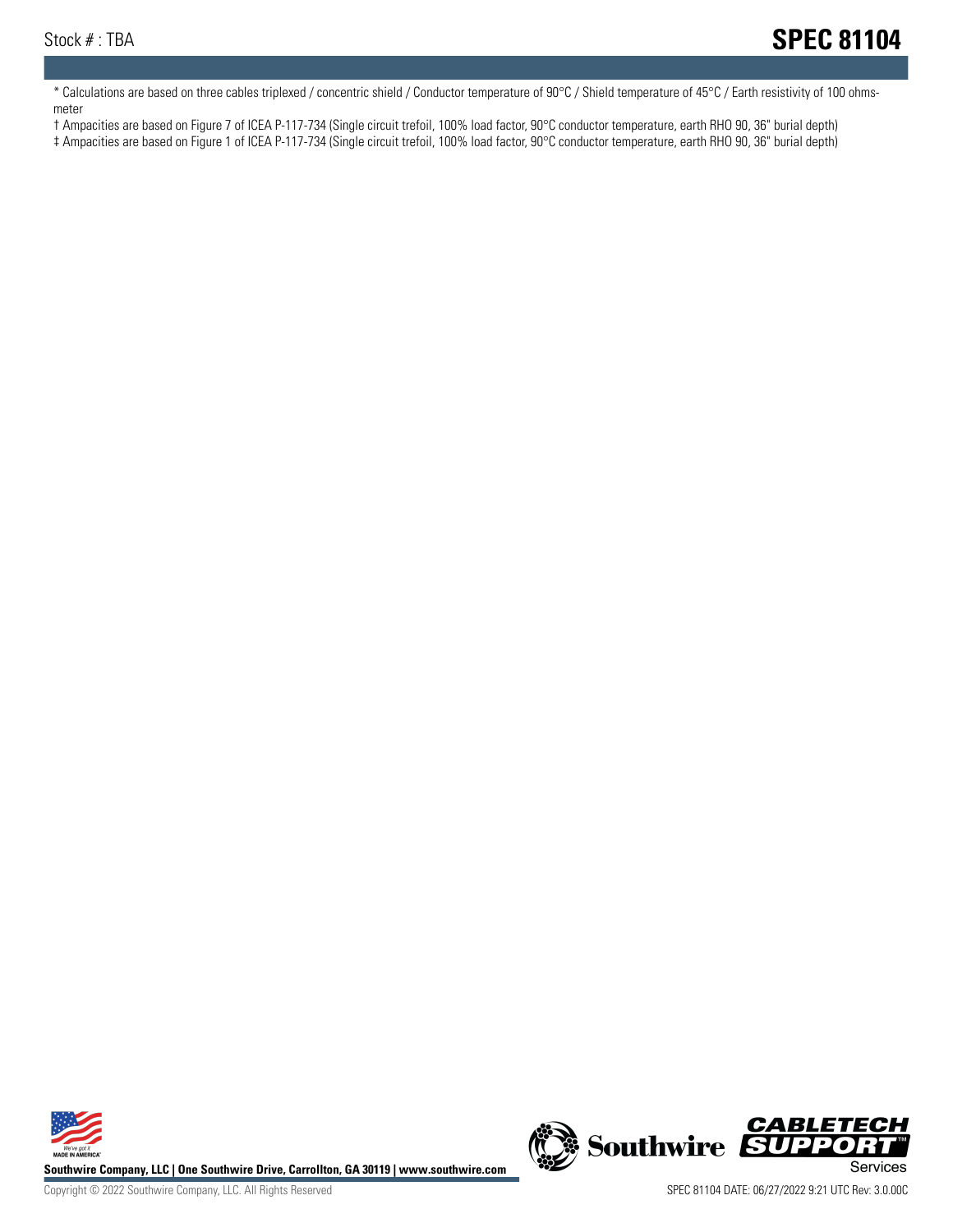* Calculations are based on three cables triplexed / concentric shield / Conductor temperature of 90°C / Shield temperature of 45°C / Earth resistivity of 100 ohms-meter

† Ampacities are based on Figure 7 of ICEA P-117-734 (Single circuit trefoil, 100% load factor, 90°C conductor temperature, earth RHO 90, 36" burial depth)

‡ Ampacities are based on Figure 1 of ICEA P-117-734 (Single circuit trefoil, 100% load factor, 90°C conductor temperature, earth RHO 90, 36" burial depth)